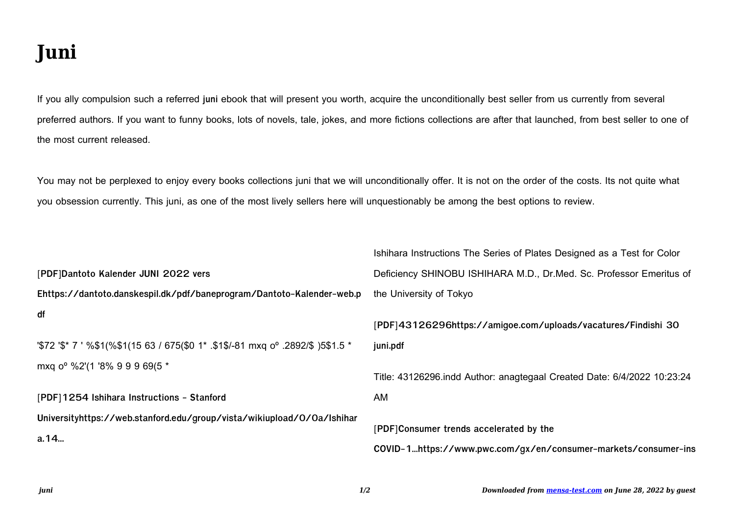# Juni

If you ally compulsion such a referred **juni** ebook that will present you worth, acquire the unconditionally best seller from us currently from several preferred authors. If you want to funny books, lots of novels, tale, jokes, and more fictions collections are after that launched, from best seller to one of the most current released.

You may not be perplexed to enjoy every books collections juni that we will unconditionally offer. It is not on the order of the costs. Its not quite what you obsession currently. This juni, as one of the most lively sellers here will unquestionably be among the best options to review.

**[PDF]Dantoto Kalender JUNI 2022 vers Ehttps://dantoto.danskespil.dk/pdf/baneprogram/Dantoto-Kalender-web.pdf**

'$72 '$* 7 ' %$1(%$1(15 63 / 675($0 1* .$1$/-81 mxq oº .2892/$ )5$1.5 * mxq oº %2'(1 '8% 9 9 9 69(5 *

**[PDF]1254 Ishihara Instructions - Stanford Universityhttps://web.stanford.edu/group/vista/wikiupload/0/0a/Ishihara.14...**

Ishihara Instructions The Series of Plates Designed as a Test for Color Deficiency SHINOBU ISHIHARA M.D., Dr.Med. Sc. Professor Emeritus of the University of Tokyo

**[PDF]43126296https://amigoe.com/uploads/vacatures/Findishi 30 juni.pdf**

Title: 43126296.indd Author: anagtegaal Created Date: 6/4/2022 10:23:24 AM

**[PDF]Consumer trends accelerated by the COVID-1...https://www.pwc.com/gx/en/consumer-markets/consumer-ins**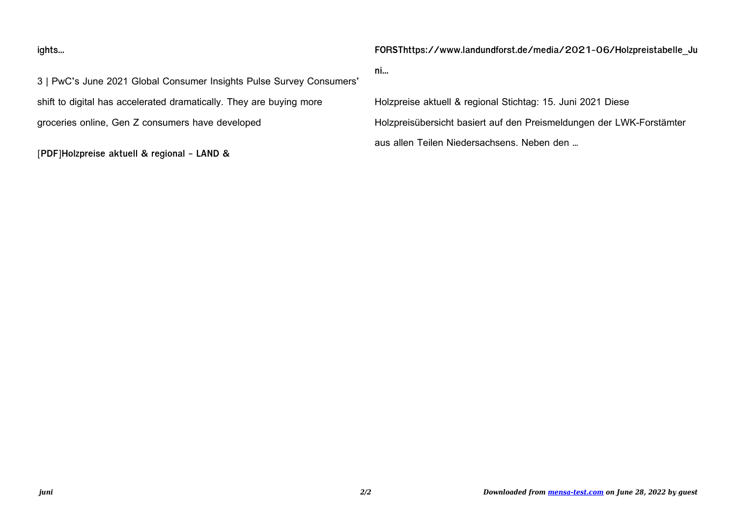**ights…**

3 | PwC's June 2021 Global Consumer Insights Pulse Survey Consumers' shift to digital has accelerated dramatically. They are buying more groceries online, Gen Z consumers have developed

**[PDF]Holzpreise aktuell & regional - LAND & FORSThttps://www.landundforst.de/media/2021-06/Holzpreistabelle_Juni…**

Holzpreise aktuell & regional Stichtag: 15. Juni 2021 Diese Holzpreisübersicht basiert auf den Preismeldungen der LWK-Forstämter aus allen Teilen Niedersachsens. Neben den …